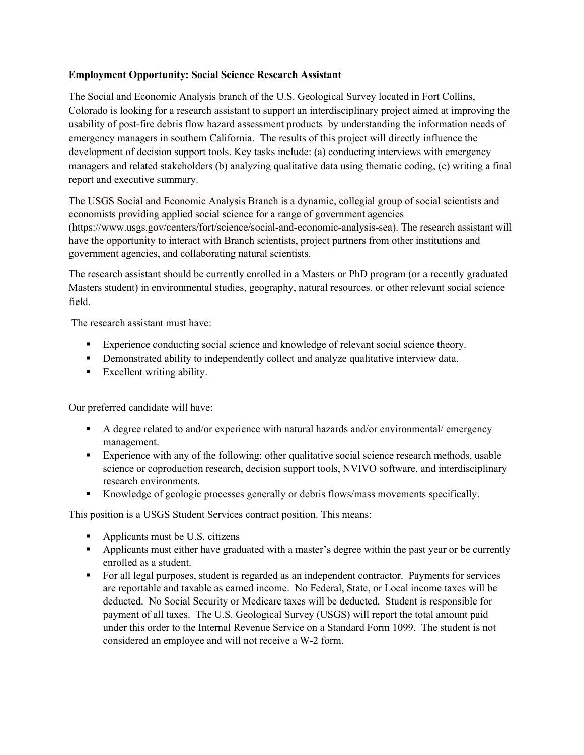**Employment Opportunity: Social Science Research Assistant**

The Social and Economic Analysis branch of the U.S. Geological Survey located in Fort Collins, Colorado is looking for a research assistant to support an interdisciplinary project aimed at improving the usability of post-fire debris flow hazard assessment products by understanding the information needs of emergency managers in southern California. The results of this project will directly influence the development of decision support tools. Key tasks include: (a) conducting interviews with emergency managers and related stakeholders (b) analyzing qualitative data using thematic coding, (c) writing a final report and executive summary.

The USGS Social and Economic Analysis Branch is a dynamic, collegial group of social scientists and economists providing applied social science for a range of government agencies (https://www.usgs.gov/centers/fort/science/social-and-economic-analysis-sea). The research assistant will have the opportunity to interact with Branch scientists, project partners from other institutions and government agencies, and collaborating natural scientists.

The research assistant should be currently enrolled in a Masters or PhD program (or a recently graduated Masters student) in environmental studies, geography, natural resources, or other relevant social science field.

The research assistant must have:

- Experience conducting social science and knowledge of relevant social science theory.
- Demonstrated ability to independently collect and analyze qualitative interview data.
- Excellent writing ability.

Our preferred candidate will have:

- A degree related to and/or experience with natural hazards and/or environmental/ emergency management.
- Experience with any of the following: other qualitative social science research methods, usable science or coproduction research, decision support tools, NVIVO software, and interdisciplinary research environments.
- Knowledge of geologic processes generally or debris flows/mass movements specifically.

This position is a USGS Student Services contract position. This means:

- Applicants must be U.S. citizens
- Applicants must either have graduated with a master's degree within the past year or be currently enrolled as a student.
- For all legal purposes, student is regarded as an independent contractor. Payments for services are reportable and taxable as earned income. No Federal, State, or Local income taxes will be deducted. No Social Security or Medicare taxes will be deducted. Student is responsible for payment of all taxes. The U.S. Geological Survey (USGS) will report the total amount paid under this order to the Internal Revenue Service on a Standard Form 1099. The student is not considered an employee and will not receive a W-2 form.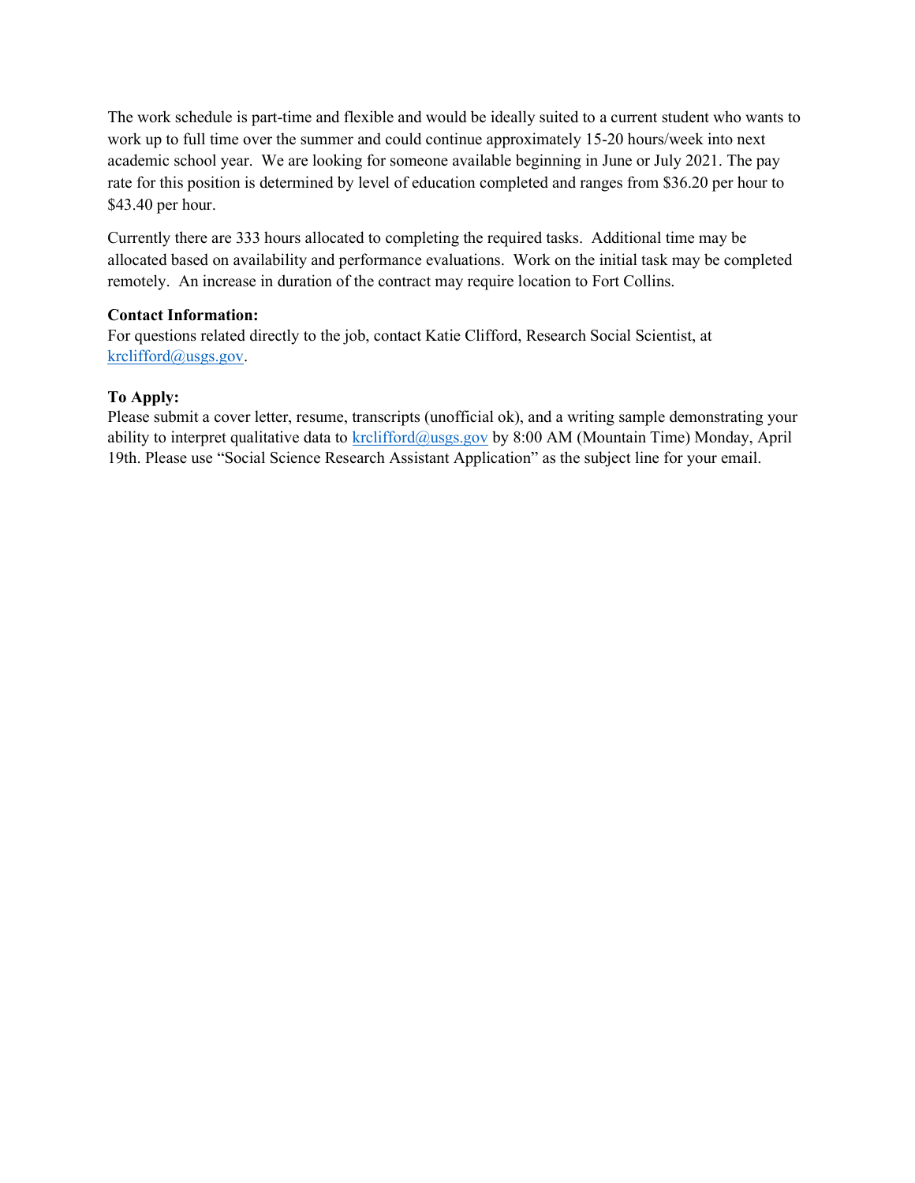The work schedule is part-time and flexible and would be ideally suited to a current student who wants to work up to full time over the summer and could continue approximately 15-20 hours/week into next academic school year. We are looking for someone available beginning in June or July 2021. The pay rate for this position is determined by level of education completed and ranges from $36.20 per hour to $43.40 per hour.

Currently there are 333 hours allocated to completing the required tasks. Additional time may be allocated based on availability and performance evaluations. Work on the initial task may be completed remotely. An increase in duration of the contract may require location to Fort Collins.

**Contact Information:**
For questions related directly to the job, contact Katie Clifford, Research Social Scientist, at krclifford@usgs.gov.

**To Apply:**
Please submit a cover letter, resume, transcripts (unofficial ok), and a writing sample demonstrating your ability to interpret qualitative data to krclifford@usgs.gov by 8:00 AM (Mountain Time) Monday, April 19th. Please use "Social Science Research Assistant Application" as the subject line for your email.